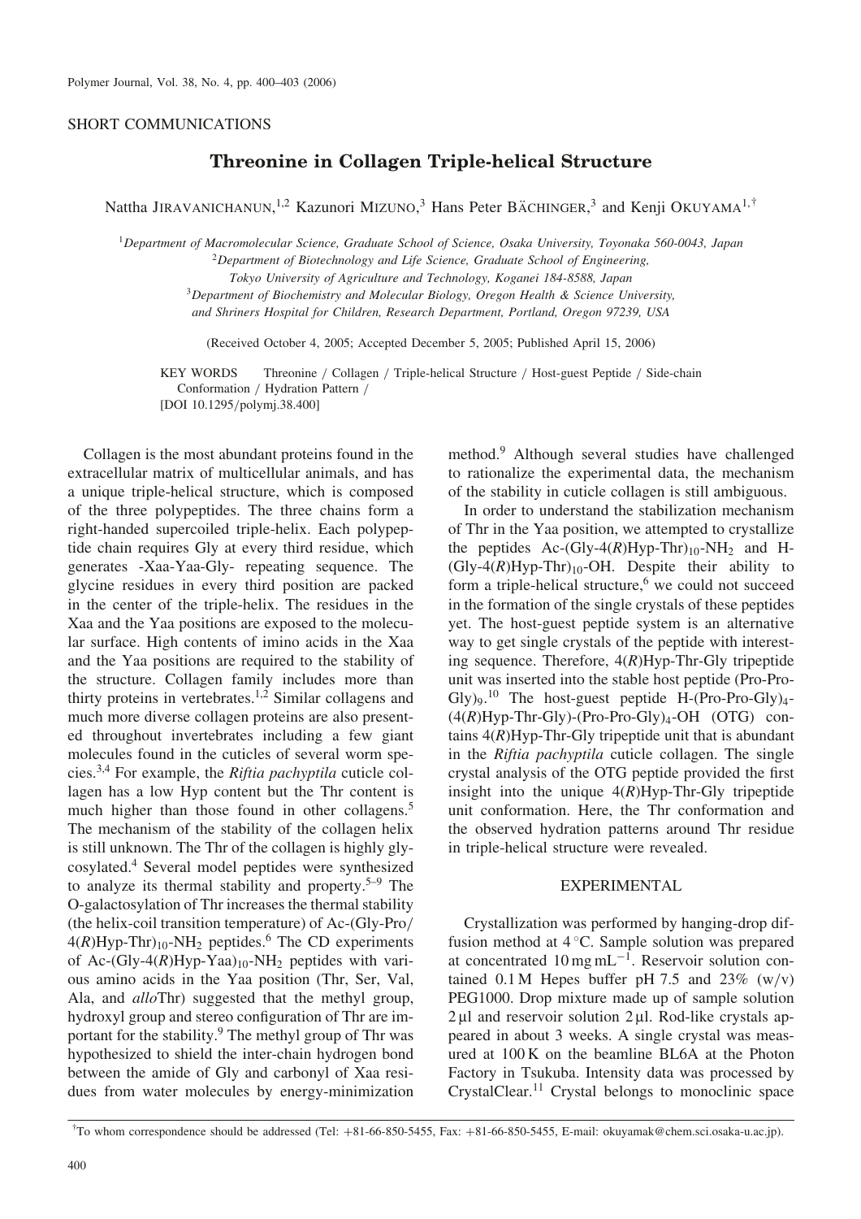SHORT COMMUNICATIONS

# Threonine in Collagen Triple-helical Structure

Nattha JIRAVANICHANUN,[1,2] Kazunori MIZUNO,[3] Hans Peter BÄCHINGER,[3] and Kenji OKUYAMA[1,†]

[1]*Department of Macromolecular Science, Graduate School of Science, Osaka University, Toyonaka 560-0043, Japan*
[2]*Department of Biotechnology and Life Science, Graduate School of Engineering, Tokyo University of Agriculture and Technology, Koganei 184-8588, Japan*
[3]*Department of Biochemistry and Molecular Biology, Oregon Health & Science University, and Shriners Hospital for Children, Research Department, Portland, Oregon 97239, USA*

(Received October 4, 2005; Accepted December 5, 2005; Published April 15, 2006)

KEY WORDS Threonine / Collagen / Triple-helical Structure / Host-guest Peptide / Side-chain Conformation / Hydration Pattern /
[DOI 10.1295/polymj.38.400]

Collagen is the most abundant proteins found in the extracellular matrix of multicellular animals, and has a unique triple-helical structure, which is composed of the three polypeptides. The three chains form a right-handed supercoiled triple-helix. Each polypeptide chain requires Gly at every third residue, which generates -Xaa-Yaa-Gly- repeating sequence. The glycine residues in every third position are packed in the center of the triple-helix. The residues in the Xaa and the Yaa positions are exposed to the molecular surface. High contents of imino acids in the Xaa and the Yaa positions are required to the stability of the structure. Collagen family includes more than thirty proteins in vertebrates.[1,2] Similar collagens and much more diverse collagen proteins are also presented throughout invertebrates including a few giant molecules found in the cuticles of several worm species.[3,4] For example, the *Riftia pachyptila* cuticle collagen has a low Hyp content but the Thr content is much higher than those found in other collagens.[5] The mechanism of the stability of the collagen helix is still unknown. The Thr of the collagen is highly glycosylated.[4] Several model peptides were synthesized to analyze its thermal stability and property.[5–9] The O-galactosylation of Thr increases the thermal stability (the helix-coil transition temperature) of Ac-(Gly-Pro/4(*R*)Hyp-Thr)$_{10}$-NH$_2$ peptides.[6] The CD experiments of Ac-(Gly-4(*R*)Hyp-Yaa)$_{10}$-NH$_2$ peptides with various amino acids in the Yaa position (Thr, Ser, Val, Ala, and *allo*Thr) suggested that the methyl group, hydroxyl group and stereo configuration of Thr are important for the stability.[9] The methyl group of Thr was hypothesized to shield the inter-chain hydrogen bond between the amide of Gly and carbonyl of Xaa residues from water molecules by energy-minimization method.[9] Although several studies have challenged to rationalize the experimental data, the mechanism of the stability in cuticle collagen is still ambiguous.

In order to understand the stabilization mechanism of Thr in the Yaa position, we attempted to crystallize the peptides Ac-(Gly-4(*R*)Hyp-Thr)$_{10}$-NH$_2$ and H-(Gly-4(*R*)Hyp-Thr)$_{10}$-OH. Despite their ability to form a triple-helical structure,[6] we could not succeed in the formation of the single crystals of these peptides yet. The host-guest peptide system is an alternative way to get single crystals of the peptide with interesting sequence. Therefore, 4(*R*)Hyp-Thr-Gly tripeptide unit was inserted into the stable host peptide (Pro-Pro-Gly)$_9$.[10] The host-guest peptide H-(Pro-Pro-Gly)$_4$-(4(*R*)Hyp-Thr-Gly)-(Pro-Pro-Gly)$_4$-OH (OTG) contains 4(*R*)Hyp-Thr-Gly tripeptide unit that is abundant in the *Riftia pachyptila* cuticle collagen. The single crystal analysis of the OTG peptide provided the first insight into the unique 4(*R*)Hyp-Thr-Gly tripeptide unit conformation. Here, the Thr conformation and the observed hydration patterns around Thr residue in triple-helical structure were revealed.

## EXPERIMENTAL

Crystallization was performed by hanging-drop diffusion method at 4 °C. Sample solution was prepared at concentrated 10 mg mL$^{-1}$. Reservoir solution contained 0.1 M Hepes buffer pH 7.5 and 23% (w/v) PEG1000. Drop mixture made up of sample solution 2 µl and reservoir solution 2 µl. Rod-like crystals appeared in about 3 weeks. A single crystal was measured at 100 K on the beamline BL6A at the Photon Factory in Tsukuba. Intensity data was processed by CrystalClear.[11] Crystal belongs to monoclinic space

†To whom correspondence should be addressed (Tel: +81-66-850-5455, Fax: +81-66-850-5455, E-mail: okuyamak@chem.sci.osaka-u.ac.jp).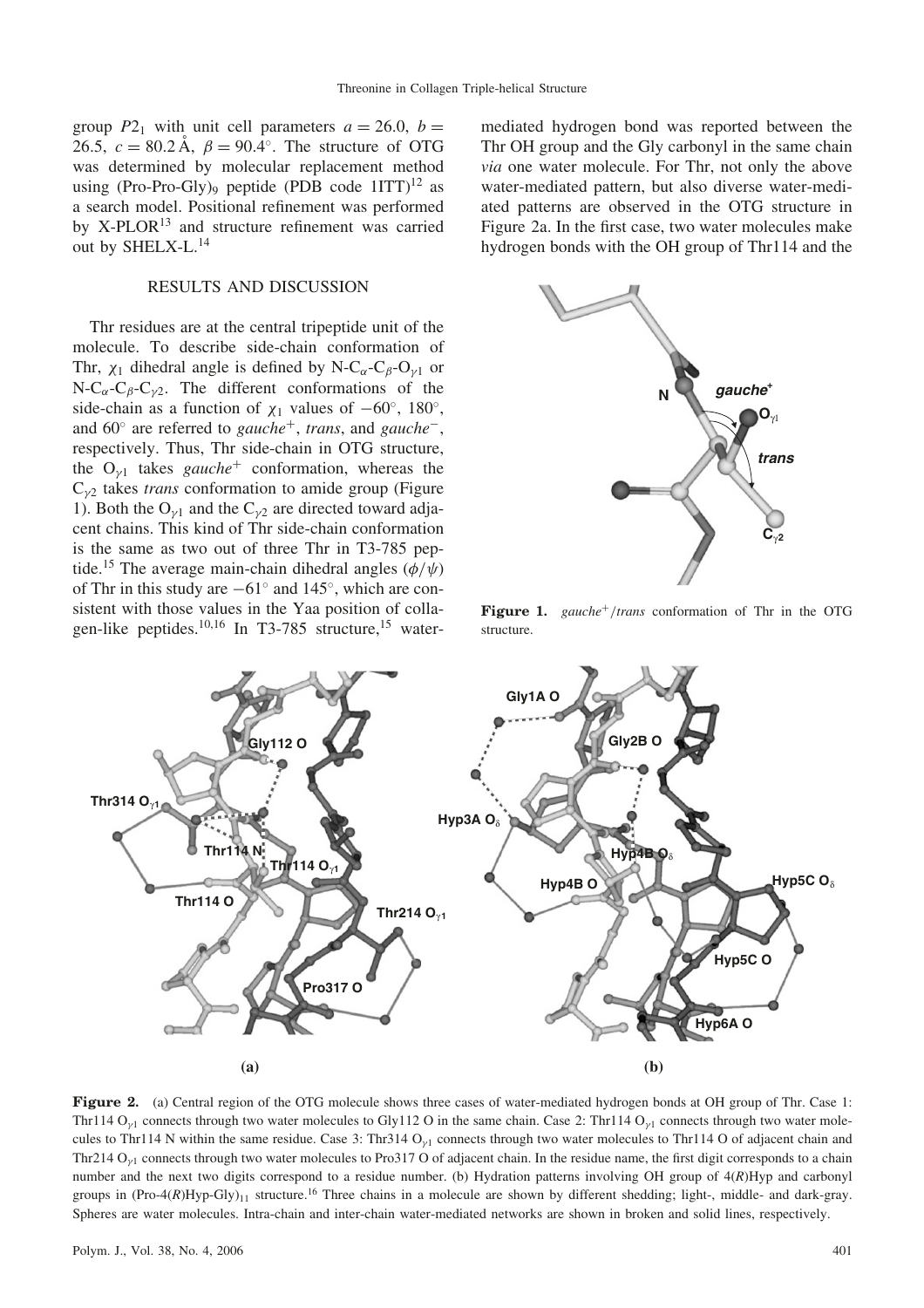group $P2_1$ with unit cell parameters $a = 26.0$, $b = 26.5$, $c = 80.2$ Å, $\beta = 90.4°$. The structure of OTG was determined by molecular replacement method using (Pro-Pro-Gly)$_9$ peptide (PDB code 1ITT)[12] as a search model. Positional refinement was performed by X-PLOR[13] and structure refinement was carried out by SHELX-L.[14]

## RESULTS AND DISCUSSION

Thr residues are at the central tripeptide unit of the molecule. To describe side-chain conformation of Thr, $\chi_1$ dihedral angle is defined by N-C$_\alpha$-C$_\beta$-O$_{\gamma1}$ or N-C$_\alpha$-C$_\beta$-C$_{\gamma2}$. The different conformations of the side-chain as a function of $\chi_1$ values of $-60°$, $180°$, and $60°$ are referred to *gauche*$^+$, *trans*, and *gauche*$^-$, respectively. Thus, Thr side-chain in OTG structure, the O$_{\gamma1}$ takes *gauche*$^+$ conformation, whereas the C$_{\gamma2}$ takes *trans* conformation to amide group (Figure 1). Both the O$_{\gamma1}$ and the C$_{\gamma2}$ are directed toward adjacent chains. This kind of Thr side-chain conformation is the same as two out of three Thr in T3-785 peptide.[15] The average main-chain dihedral angles ($\phi/\psi$) of Thr in this study are $-61°$ and $145°$, which are consistent with those values in the Yaa position of collagen-like peptides.[10,16] In T3-785 structure,[15] water-mediated hydrogen bond was reported between the Thr OH group and the Gly carbonyl in the same chain *via* one water molecule. For Thr, not only the above water-mediated pattern, but also diverse water-mediated patterns are observed in the OTG structure in Figure 2a. In the first case, two water molecules make hydrogen bonds with the OH group of Thr114 and the

**Figure 1.** *gauche*$^+$/*trans* conformation of Thr in the OTG structure.

**Figure 2.** (a) Central region of the OTG molecule shows three cases of water-mediated hydrogen bonds at OH group of Thr. Case 1: Thr114 O$_{\gamma1}$ connects through two water molecules to Gly112 O in the same chain. Case 2: Thr114 O$_{\gamma1}$ connects through two water molecules to Thr114 N within the same residue. Case 3: Thr314 O$_{\gamma1}$ connects through two water molecules to Thr114 O of adjacent chain and Thr214 O$_{\gamma1}$ connects through two water molecules to Pro317 O of adjacent chain. In the residue name, the first digit corresponds to a chain number and the next two digits correspond to a residue number. (b) Hydration patterns involving OH group of 4(*R*)Hyp and carbonyl groups in (Pro-4(*R*)Hyp-Gly)$_{11}$ structure.[16] Three chains in a molecule are shown by different shedding; light-, middle- and dark-gray. Spheres are water molecules. Intra-chain and inter-chain water-mediated networks are shown in broken and solid lines, respectively.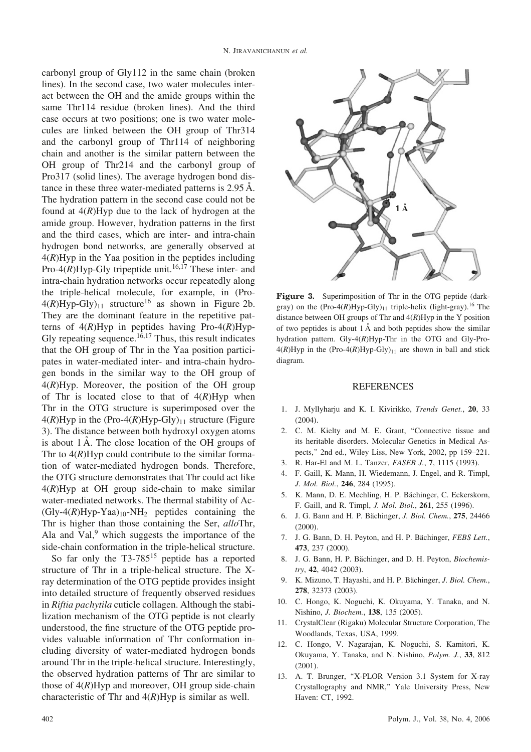carbonyl group of Gly112 in the same chain (broken lines). In the second case, two water molecules interact between the OH and the amide groups within the same Thr114 residue (broken lines). And the third case occurs at two positions; one is two water molecules are linked between the OH group of Thr314 and the carbonyl group of Thr114 of neighboring chain and another is the similar pattern between the OH group of Thr214 and the carbonyl group of Pro317 (solid lines). The average hydrogen bond distance in these three water-mediated patterns is 2.95 Å. The hydration pattern in the second case could not be found at 4(*R*)Hyp due to the lack of hydrogen at the amide group. However, hydration patterns in the first and the third cases, which are inter- and intra-chain hydrogen bond networks, are generally observed at 4(*R*)Hyp in the Yaa position in the peptides including Pro-4(*R*)Hyp-Gly tripeptide unit.[16,17] These inter- and intra-chain hydration networks occur repeatedly along the triple-helical molecule, for example, in (Pro-4(*R*)Hyp-Gly)$_{11}$ structure[16] as shown in Figure 2b. They are the dominant feature in the repetitive patterns of 4(*R*)Hyp in peptides having Pro-4(*R*)Hyp-Gly repeating sequence.[16,17] Thus, this result indicates that the OH group of Thr in the Yaa position participates in water-mediated inter- and intra-chain hydrogen bonds in the similar way to the OH group of 4(*R*)Hyp. Moreover, the position of the OH group of Thr is located close to that of 4(*R*)Hyp when Thr in the OTG structure is superimposed over the 4(*R*)Hyp in the (Pro-4(*R*)Hyp-Gly)$_{11}$ structure (Figure 3). The distance between both hydroxyl oxygen atoms is about 1 Å. The close location of the OH groups of Thr to 4(*R*)Hyp could contribute to the similar formation of water-mediated hydrogen bonds. Therefore, the OTG structure demonstrates that Thr could act like 4(*R*)Hyp at OH group side-chain to make similar water-mediated networks. The thermal stability of Ac-(Gly-4(*R*)Hyp-Yaa)$_{10}$-NH$_2$ peptides containing the Thr is higher than those containing the Ser, *allo*Thr, Ala and Val,[9] which suggests the importance of the side-chain conformation in the triple-helical structure.

So far only the T3-785[15] peptide has a reported structure of Thr in a triple-helical structure. The X-ray determination of the OTG peptide provides insight into detailed structure of frequently observed residues in *Riftia pachytila* cuticle collagen. Although the stabilization mechanism of the OTG peptide is not clearly understood, the fine structure of the OTG peptide provides valuable information of Thr conformation including diversity of water-mediated hydrogen bonds around Thr in the triple-helical structure. Interestingly, the observed hydration patterns of Thr are similar to those of 4(*R*)Hyp and moreover, OH group side-chain characteristic of Thr and 4(*R*)Hyp is similar as well.

**Figure 3.** Superimposition of Thr in the OTG peptide (dark-gray) on the (Pro-4(*R*)Hyp-Gly)$_{11}$ triple-helix (light-gray).[16] The distance between OH groups of Thr and 4(*R*)Hyp in the Y position of two peptides is about 1 Å and both peptides show the similar hydration pattern. Gly-4(*R*)Hyp-Thr in the OTG and Gly-Pro-4(*R*)Hyp in the (Pro-4(*R*)Hyp-Gly)$_{11}$ are shown in ball and stick diagram.

## REFERENCES

1. J. Myllyharju and K. I. Kivirikko, *Trends Genet.*, **20**, 33 (2004).
2. C. M. Kielty and M. E. Grant, "Connective tissue and its heritable disorders. Molecular Genetics in Medical Aspects," 2nd ed., Wiley Liss, New York, 2002, pp 159–221.
3. R. Har-El and M. L. Tanzer, *FASEB J.*, **7**, 1115 (1993).
4. F. Gaill, K. Mann, H. Wiedemann, J. Engel, and R. Timpl, *J. Mol. Biol.*, **246**, 284 (1995).
5. K. Mann, D. E. Mechling, H. P. Bächinger, C. Eckerskorn, F. Gaill, and R. Timpl, *J. Mol. Biol.*, **261**, 255 (1996).
6. J. G. Bann and H. P. Bächinger, *J. Biol. Chem.*, **275**, 24466 (2000).
7. J. G. Bann, D. H. Peyton, and H. P. Bächinger, *FEBS Lett.*, **473**, 237 (2000).
8. J. G. Bann, H. P. Bächinger, and D. H. Peyton, *Biochemistry*, **42**, 4042 (2003).
9. K. Mizuno, T. Hayashi, and H. P. Bächinger, *J. Biol. Chem.*, **278**, 32373 (2003).
10. C. Hongo, K. Noguchi, K. Okuyama, Y. Tanaka, and N. Nishino, *J. Biochem.*, **138**, 135 (2005).
11. CrystalClear (Rigaku) Molecular Structure Corporation, The Woodlands, Texas, USA, 1999.
12. C. Hongo, V. Nagarajan, K. Noguchi, S. Kamitori, K. Okuyama, Y. Tanaka, and N. Nishino, *Polym. J.*, **33**, 812 (2001).
13. A. T. Brunger, "X-PLOR Version 3.1 System for X-ray Crystallography and NMR," Yale University Press, New Haven: CT, 1992.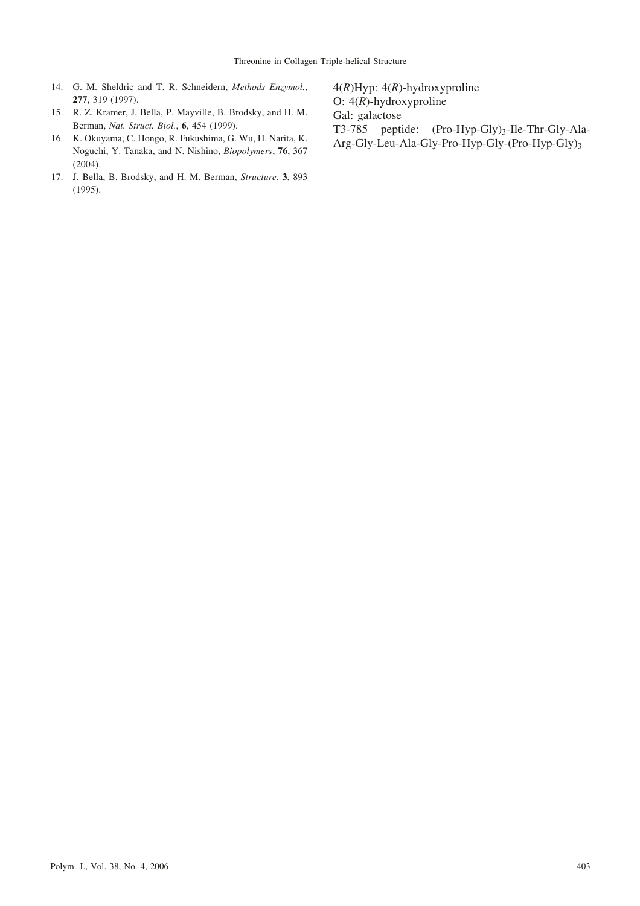14. G. M. Sheldric and T. R. Schneidern, *Methods Enzymol.*, **277**, 319 (1997).
15. R. Z. Kramer, J. Bella, P. Mayville, B. Brodsky, and H. M. Berman, *Nat. Struct. Biol.*, **6**, 454 (1999).
16. K. Okuyama, C. Hongo, R. Fukushima, G. Wu, H. Narita, K. Noguchi, Y. Tanaka, and N. Nishino, *Biopolymers*, **76**, 367 (2004).
17. J. Bella, B. Brodsky, and H. M. Berman, *Structure*, **3**, 893 (1995).

4(*R*)Hyp: 4(*R*)-hydroxyproline
O: 4(*R*)-hydroxyproline
Gal: galactose
T3-785 peptide: $(Pro\text{-}Hyp\text{-}Gly)_3$-Ile-Thr-Gly-Ala-Arg-Gly-Leu-Ala-Gly-Pro-Hyp-Gly-$(Pro\text{-}Hyp\text{-}Gly)_3$